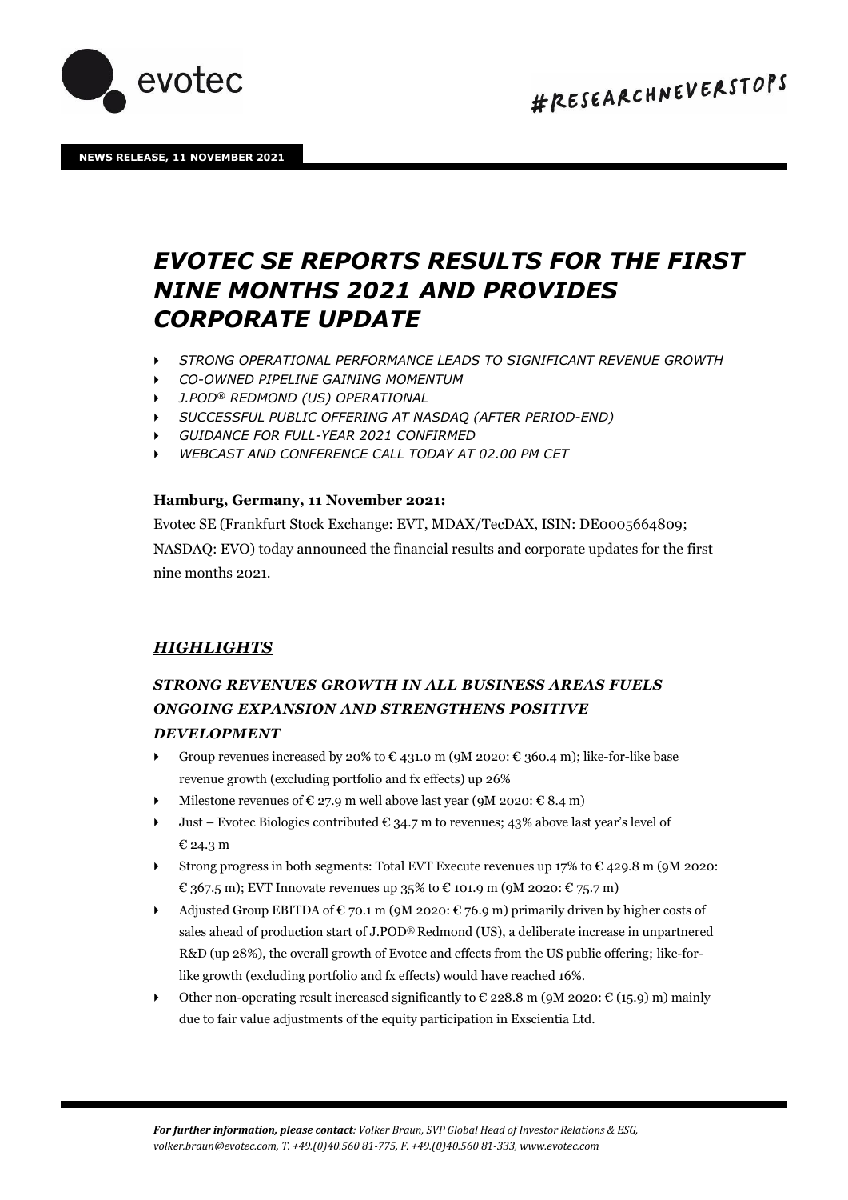evotec

#RESEARCHNEVERSTOPS

**NEWS RELEASE, 11 NOVEMBER 2021**

# *EVOTEC SE REPORTS RESULTS FOR THE FIRST NINE MONTHS 2021 AND PROVIDES CORPORATE UPDATE*

- *STRONG OPERATIONAL PERFORMANCE LEADS TO SIGNIFICANT REVENUE GROWTH*
- *CO-OWNED PIPELINE GAINING MOMENTUM*
- *J.POD® REDMOND (US) OPERATIONAL*
- *SUCCESSFUL PUBLIC OFFERING AT NASDAQ (AFTER PERIOD-END)*
- *GUIDANCE FOR FULL-YEAR 2021 CONFIRMED*
- *WEBCAST AND CONFERENCE CALL TODAY AT 02.00 PM CET*

**Hamburg, Germany, 11 November 2021:**

Evotec SE (Frankfurt Stock Exchange: EVT, MDAX/TecDAX, ISIN: DE0005664809; NASDAQ: EVO) today announced the financial results and corporate updates for the first nine months 2021.

## *HIGHLIGHTS*

### *STRONG REVENUES GROWTH IN ALL BUSINESS AREAS FUELS ONGOING EXPANSION AND STRENGTHENS POSITIVE DEVELOPMENT*

- Group revenues increased by 20% to € 431.0 m (9M 2020: € 360.4 m); like-for-like base revenue growth (excluding portfolio and fx effects) up 26%
- Milestone revenues of € 27.9 m well above last year (9M 2020: € 8.4 m)
- Just – Evotec Biologics contributed € 34.7 m to revenues; 43% above last year's level of € 24.3 m
- Strong progress in both segments: Total EVT Execute revenues up 17% to € 429.8 m (9M 2020: € 367.5 m); EVT Innovate revenues up 35% to € 101.9 m (9M 2020: € 75.7 m)
- Adjusted Group EBITDA of € 70.1 m (9M 2020: € 76.9 m) primarily driven by higher costs of sales ahead of production start of J.POD® Redmond (US), a deliberate increase in unpartnered R&D (up 28%), the overall growth of Evotec and effects from the US public offering; like-for-like growth (excluding portfolio and fx effects) would have reached 16%.
- Other non-operating result increased significantly to € 228.8 m (9M 2020: € (15.9) m) mainly due to fair value adjustments of the equity participation in Exscientia Ltd.

***For further information, please contact**: Volker Braun, SVP Global Head of Investor Relations & ESG, volker.braun@evotec.com, T. +49.(0)40.560 81-775, F. +49.(0)40.560 81-333, www.evotec.com*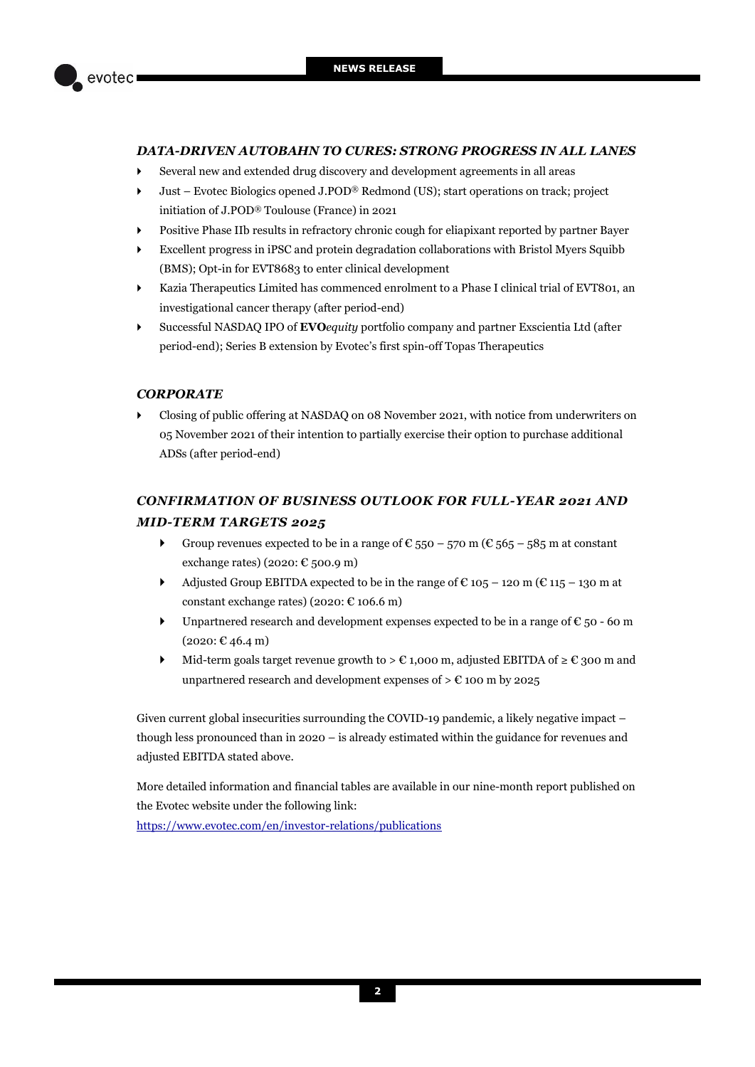### *DATA-DRIVEN AUTOBAHN TO CURES: STRONG PROGRESS IN ALL LANES*

- Several new and extended drug discovery and development agreements in all areas
- Just – Evotec Biologics opened J.POD® Redmond (US); start operations on track; project initiation of J.POD® Toulouse (France) in 2021
- Positive Phase IIb results in refractory chronic cough for eliapixant reported by partner Bayer
- Excellent progress in iPSC and protein degradation collaborations with Bristol Myers Squibb (BMS); Opt-in for EVT8683 to enter clinical development
- Kazia Therapeutics Limited has commenced enrolment to a Phase I clinical trial of EVT801, an investigational cancer therapy (after period-end)
- Successful NASDAQ IPO of **EVO***equity* portfolio company and partner Exscientia Ltd (after period-end); Series B extension by Evotec's first spin-off Topas Therapeutics

### *CORPORATE*

- Closing of public offering at NASDAQ on 08 November 2021, with notice from underwriters on 05 November 2021 of their intention to partially exercise their option to purchase additional ADSs (after period-end)

### *CONFIRMATION OF BUSINESS OUTLOOK FOR FULL-YEAR 2021 AND MID-TERM TARGETS 2025*

- Group revenues expected to be in a range of € 550 – 570 m (€ 565 – 585 m at constant exchange rates) (2020: € 500.9 m)
- Adjusted Group EBITDA expected to be in the range of € 105 – 120 m (€ 115 – 130 m at constant exchange rates) (2020: € 106.6 m)
- Unpartnered research and development expenses expected to be in a range of € 50 - 60 m (2020: € 46.4 m)
- Mid-term goals target revenue growth to > € 1,000 m, adjusted EBITDA of ≥ € 300 m and unpartnered research and development expenses of > € 100 m by 2025

Given current global insecurities surrounding the COVID-19 pandemic, a likely negative impact – though less pronounced than in 2020 – is already estimated within the guidance for revenues and adjusted EBITDA stated above.

More detailed information and financial tables are available in our nine-month report published on the Evotec website under the following link:
https://www.evotec.com/en/investor-relations/publications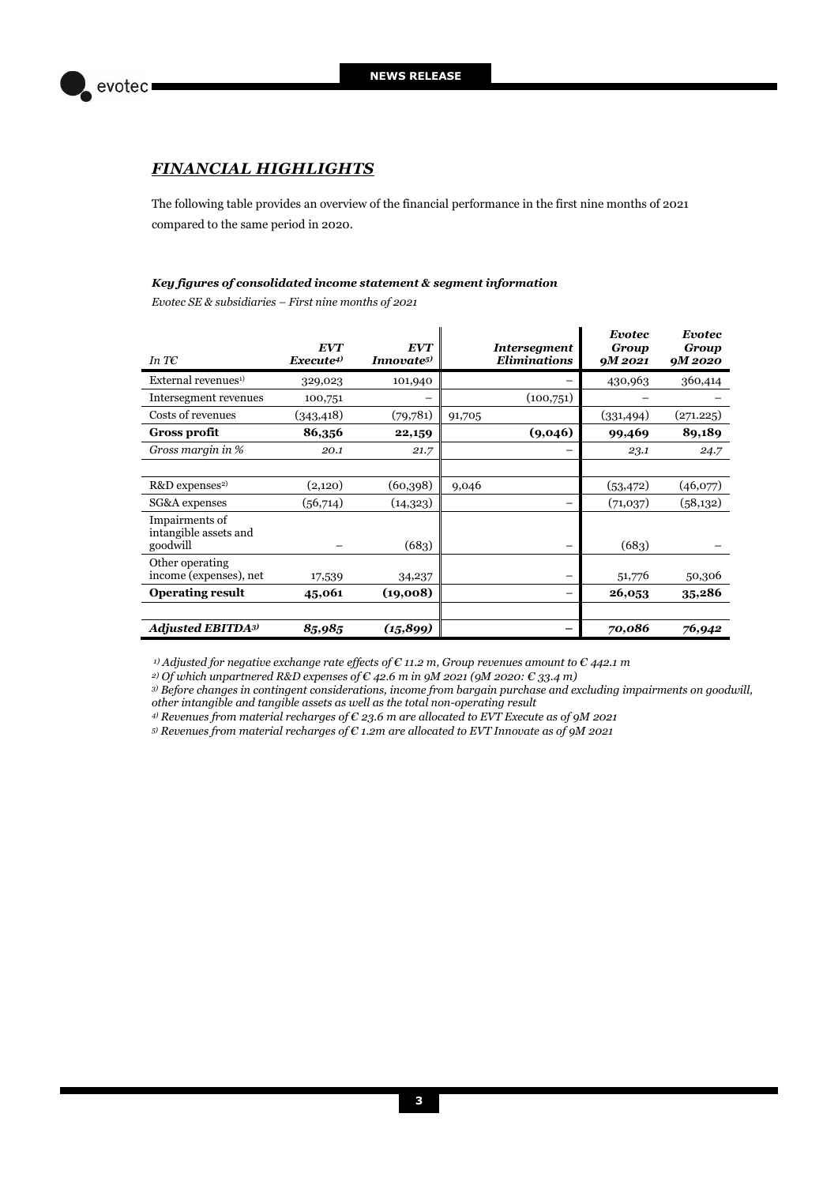## *FINANCIAL HIGHLIGHTS*

The following table provides an overview of the financial performance in the first nine months of 2021 compared to the same period in 2020.

***Key figures of consolidated income statement & segment information***

*Evotec SE & subsidiaries – First nine months of 2021*

| *In T€* | ***EVT Execute***[4)] | ***EVT Innovate***[5)] | ***Intersegment Eliminations*** | ***Evotec Group 9M 2021*** | ***Evotec Group 9M 2020*** |
|---|---|---|---|---|---|
| External revenues[1)] | 329,023 | 101,940 | – | 430,963 | 360,414 |
| Intersegment revenues | 100,751 | – | (100,751) | – | – |
| Costs of revenues | (343,418) | (79,781) | 91,705 | (331,494) | (271.225) |
| **Gross profit** | **86,356** | **22,159** | **(9,046)** | **99,469** | **89,189** |
| *Gross margin in %* | *20.1* | *21.7* | – | *23.1* | *24.7* |
| | | | | | |
| R&D expenses[2)] | (2,120) | (60,398) | 9,046 | (53,472) | (46,077) |
| SG&A expenses | (56,714) | (14,323) | – | (71,037) | (58,132) |
| Impairments of intangible assets and goodwill | – | (683) | – | (683) | – |
| Other operating income (expenses), net | 17,539 | 34,237 | – | 51,776 | 50,306 |
| **Operating result** | **45,061** | **(19,008)** | – | **26,053** | **35,286** |
| | | | | | |
| ***Adjusted EBITDA***[3)] | ***85,985*** | ***(15,899)*** | **–** | ***70,086*** | ***76,942*** |

*[1)] Adjusted for negative exchange rate effects of € 11.2 m, Group revenues amount to € 442.1 m*

*[2)] Of which unpartnered R&D expenses of € 42.6 m in 9M 2021 (9M 2020: € 33.4 m)*

*[3)] Before changes in contingent considerations, income from bargain purchase and excluding impairments on goodwill, other intangible and tangible assets as well as the total non-operating result*

*[4)] Revenues from material recharges of € 23.6 m are allocated to EVT Execute as of 9M 2021*

*[5)] Revenues from material recharges of € 1.2m are allocated to EVT Innovate as of 9M 2021*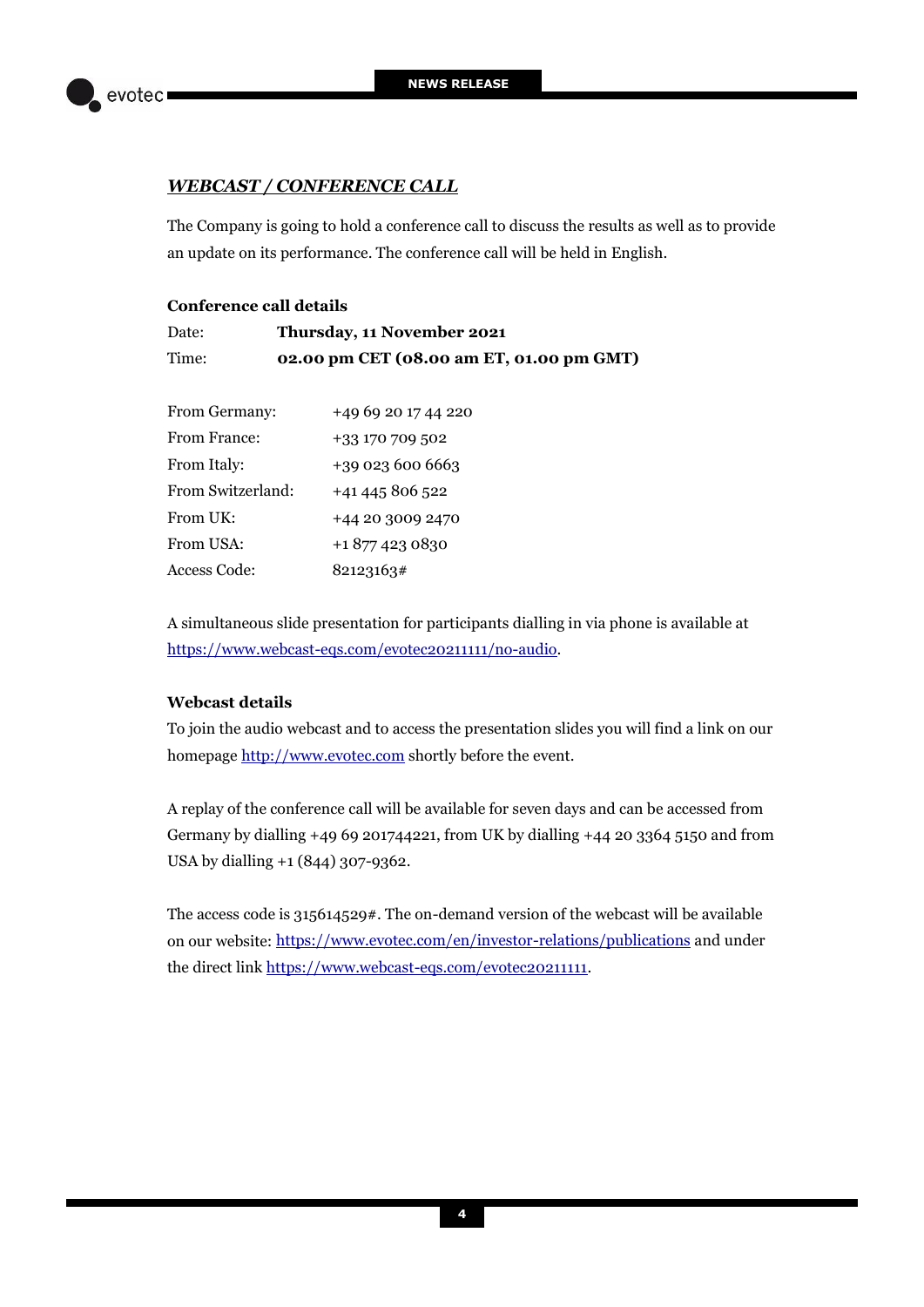## ***WEBCAST / CONFERENCE CALL***

The Company is going to hold a conference call to discuss the results as well as to provide an update on its performance. The conference call will be held in English.

**Conference call details**

Date: **Thursday, 11 November 2021**

Time: **02.00 pm CET (08.00 am ET, 01.00 pm GMT)**

| | |
|---|---|
| From Germany: | +49 69 20 17 44 220 |
| From France: | +33 170 709 502 |
| From Italy: | +39 023 600 6663 |
| From Switzerland: | +41 445 806 522 |
| From UK: | +44 20 3009 2470 |
| From USA: | +1 877 423 0830 |
| Access Code: | 82123163# |

A simultaneous slide presentation for participants dialling in via phone is available at https://www.webcast-eqs.com/evotec20211111/no-audio.

**Webcast details**

To join the audio webcast and to access the presentation slides you will find a link on our homepage http://www.evotec.com shortly before the event.

A replay of the conference call will be available for seven days and can be accessed from Germany by dialling +49 69 201744221, from UK by dialling +44 20 3364 5150 and from USA by dialling +1 (844) 307-9362.

The access code is 315614529#. The on-demand version of the webcast will be available on our website: https://www.evotec.com/en/investor-relations/publications and under the direct link https://www.webcast-eqs.com/evotec20211111.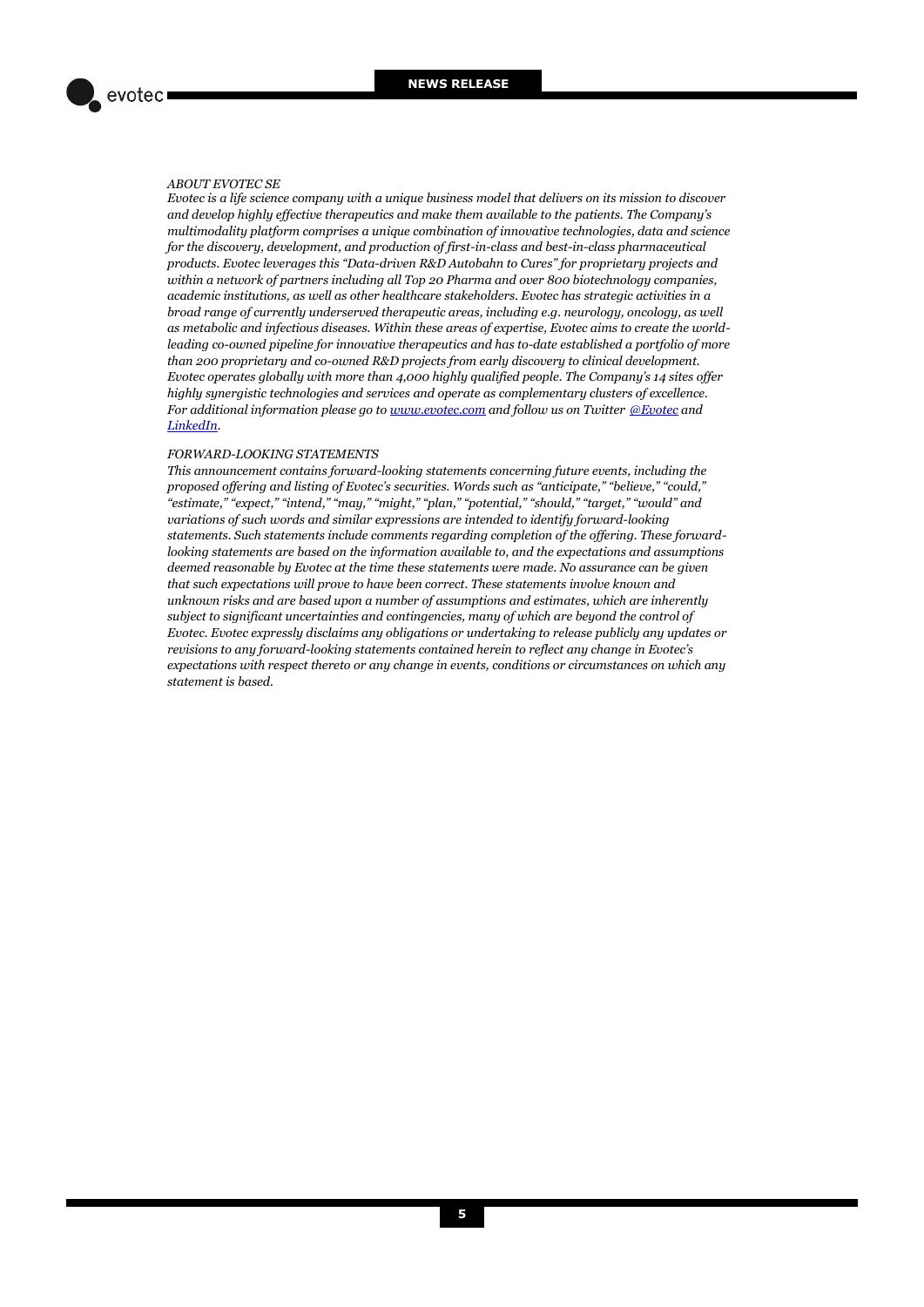*ABOUT EVOTEC SE*

*Evotec is a life science company with a unique business model that delivers on its mission to discover and develop highly effective therapeutics and make them available to the patients. The Company's multimodality platform comprises a unique combination of innovative technologies, data and science for the discovery, development, and production of first-in-class and best-in-class pharmaceutical products. Evotec leverages this "Data-driven R&D Autobahn to Cures" for proprietary projects and within a network of partners including all Top 20 Pharma and over 800 biotechnology companies, academic institutions, as well as other healthcare stakeholders. Evotec has strategic activities in a broad range of currently underserved therapeutic areas, including e.g. neurology, oncology, as well as metabolic and infectious diseases. Within these areas of expertise, Evotec aims to create the world-leading co-owned pipeline for innovative therapeutics and has to-date established a portfolio of more than 200 proprietary and co-owned R&D projects from early discovery to clinical development. Evotec operates globally with more than 4,000 highly qualified people. The Company's 14 sites offer highly synergistic technologies and services and operate as complementary clusters of excellence. For additional information please go to [www.evotec.com](http://www.evotec.com) and follow us on Twitter [@Evotec](https://twitter.com/Evotec) and [LinkedIn](https://www.linkedin.com/company/evotec).*

*FORWARD-LOOKING STATEMENTS*

*This announcement contains forward-looking statements concerning future events, including the proposed offering and listing of Evotec's securities. Words such as "anticipate," "believe," "could," "estimate," "expect," "intend," "may," "might," "plan," "potential," "should," "target," "would" and variations of such words and similar expressions are intended to identify forward-looking statements. Such statements include comments regarding completion of the offering. These forward-looking statements are based on the information available to, and the expectations and assumptions deemed reasonable by Evotec at the time these statements were made. No assurance can be given that such expectations will prove to have been correct. These statements involve known and unknown risks and are based upon a number of assumptions and estimates, which are inherently subject to significant uncertainties and contingencies, many of which are beyond the control of Evotec. Evotec expressly disclaims any obligations or undertaking to release publicly any updates or revisions to any forward-looking statements contained herein to reflect any change in Evotec's expectations with respect thereto or any change in events, conditions or circumstances on which any statement is based.*